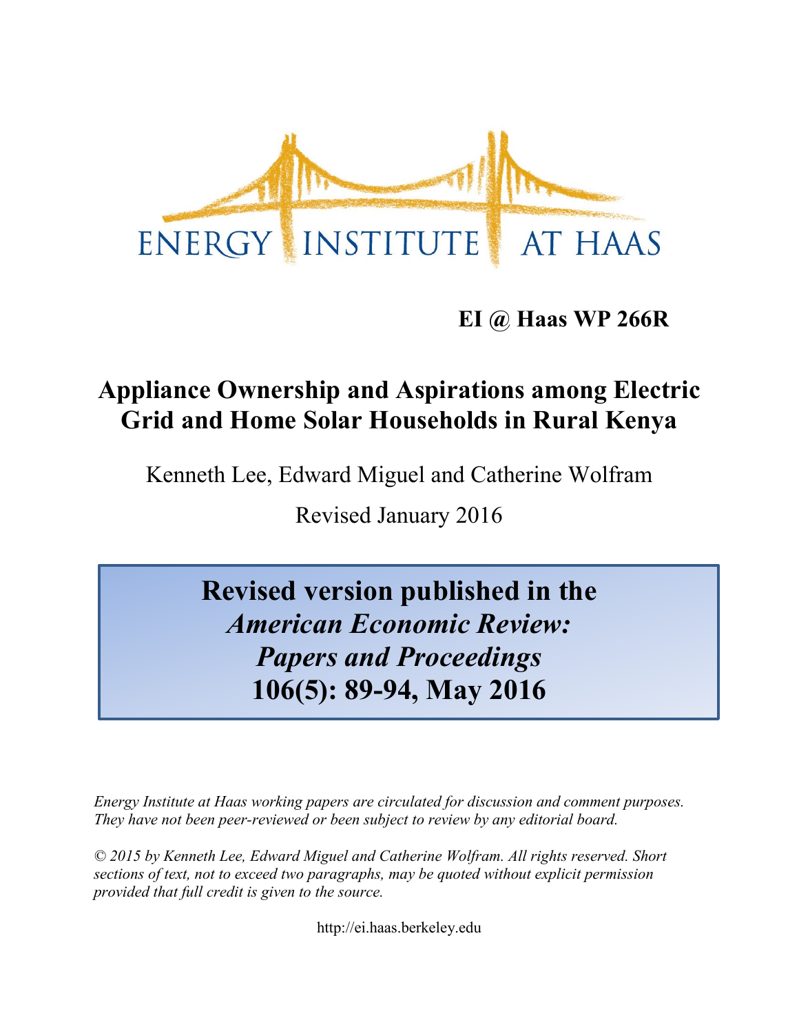ENERGY INSTITUTE AT HAAS

**EI @ Haas WP 266R**

# Appliance Ownership and Aspirations among Electric Grid and Home Solar Households in Rural Kenya

Kenneth Lee, Edward Miguel and Catherine Wolfram

Revised January 2016

**Revised version published in the *American Economic Review: Papers and Proceedings* 106(5): 89-94, May 2016**

*Energy Institute at Haas working papers are circulated for discussion and comment purposes. They have not been peer-reviewed or been subject to review by any editorial board.*

*© 2015 by Kenneth Lee, Edward Miguel and Catherine Wolfram. All rights reserved. Short sections of text, not to exceed two paragraphs, may be quoted without explicit permission provided that full credit is given to the source.*

http://ei.haas.berkeley.edu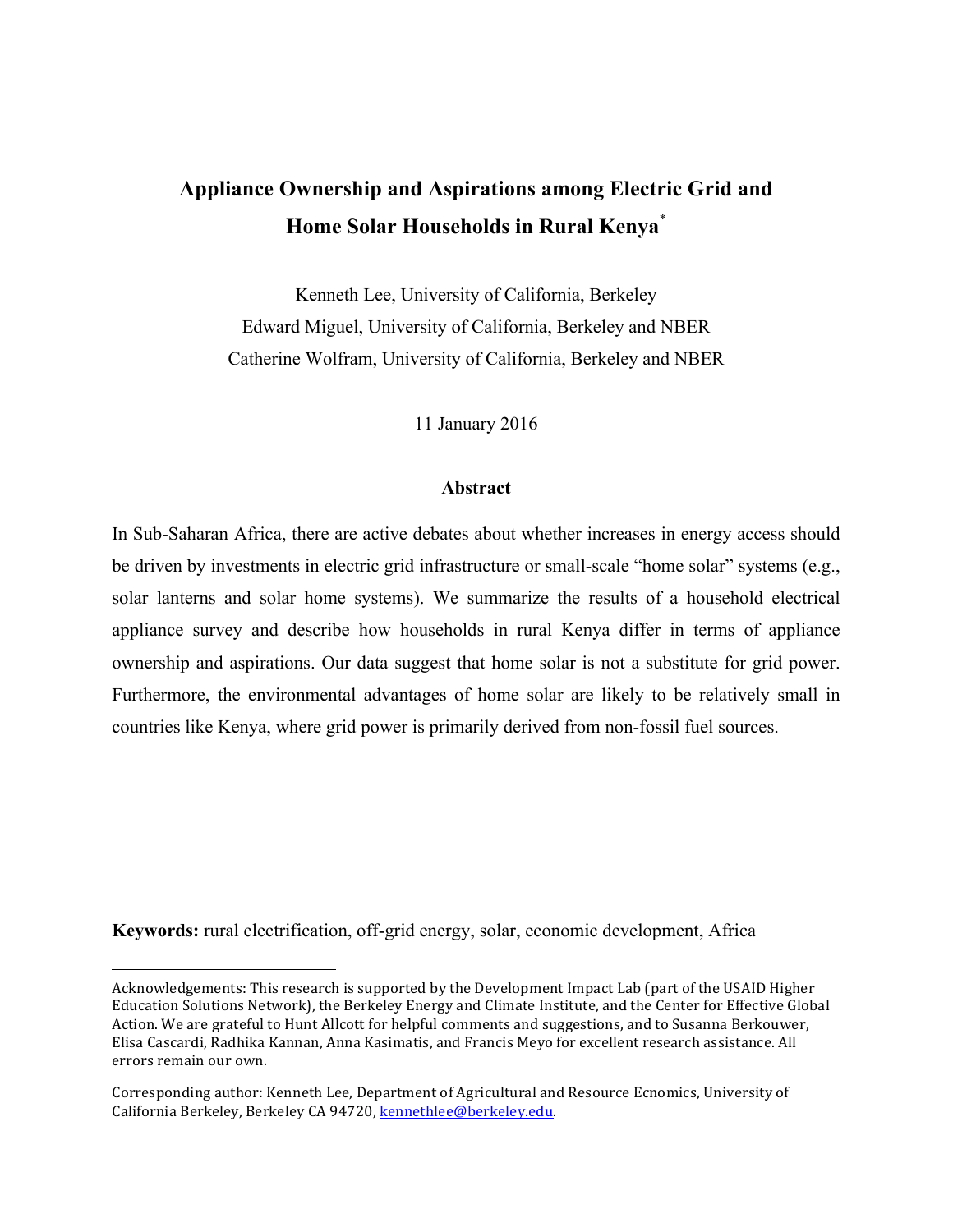# Appliance Ownership and Aspirations among Electric Grid and Home Solar Households in Rural Kenya[*]

Kenneth Lee, University of California, Berkeley

Edward Miguel, University of California, Berkeley and NBER

Catherine Wolfram, University of California, Berkeley and NBER

11 January 2016

### Abstract

In Sub-Saharan Africa, there are active debates about whether increases in energy access should be driven by investments in electric grid infrastructure or small-scale "home solar" systems (e.g., solar lanterns and solar home systems). We summarize the results of a household electrical appliance survey and describe how households in rural Kenya differ in terms of appliance ownership and aspirations. Our data suggest that home solar is not a substitute for grid power. Furthermore, the environmental advantages of home solar are likely to be relatively small in countries like Kenya, where grid power is primarily derived from non-fossil fuel sources.

**Keywords:** rural electrification, off-grid energy, solar, economic development, Africa

---

Acknowledgements: This research is supported by the Development Impact Lab (part of the USAID Higher Education Solutions Network), the Berkeley Energy and Climate Institute, and the Center for Effective Global Action. We are grateful to Hunt Allcott for helpful comments and suggestions, and to Susanna Berkouwer, Elisa Cascardi, Radhika Kannan, Anna Kasimatis, and Francis Meyo for excellent research assistance. All errors remain our own.

Corresponding author: Kenneth Lee, Department of Agricultural and Resource Ecnomics, University of California Berkeley, Berkeley CA 94720, kennethlee@berkeley.edu.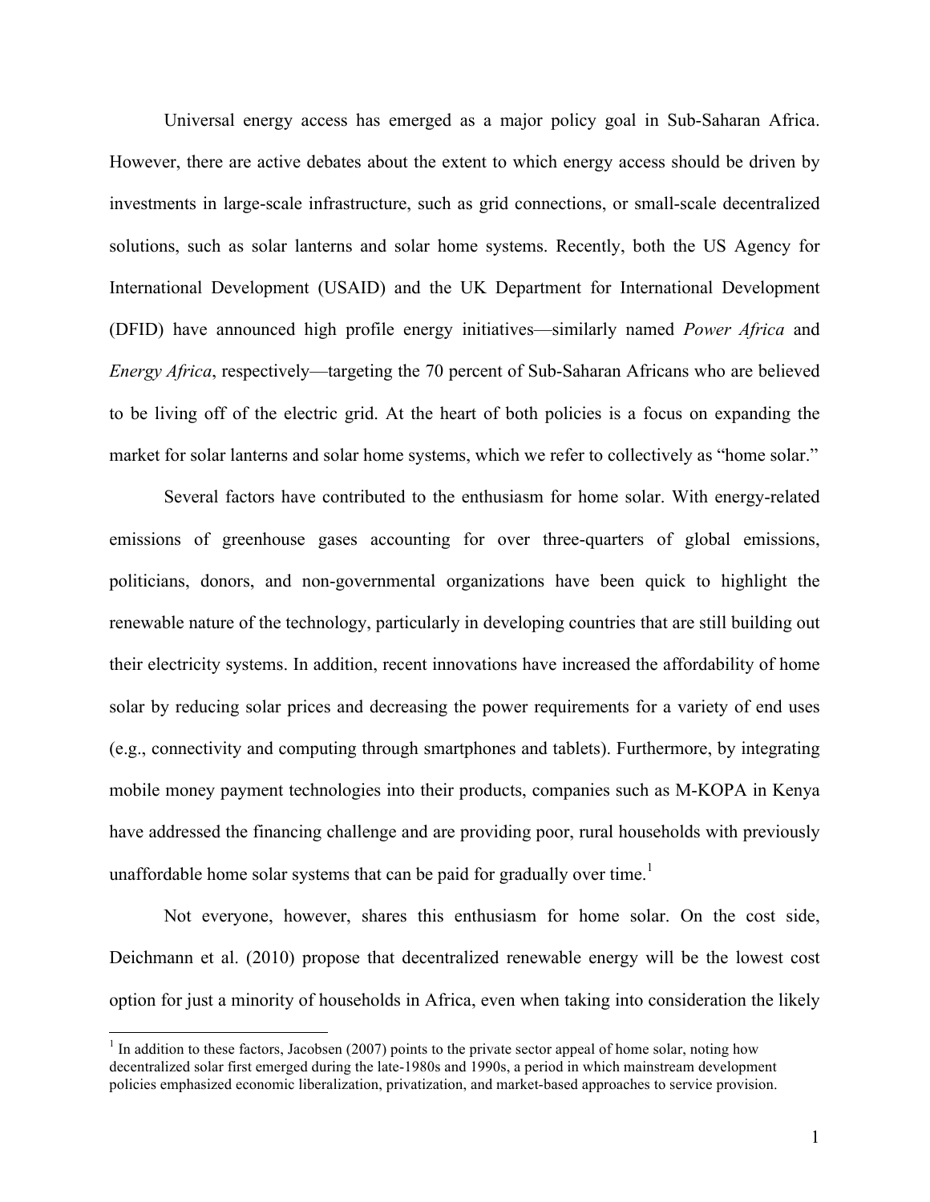Universal energy access has emerged as a major policy goal in Sub-Saharan Africa. However, there are active debates about the extent to which energy access should be driven by investments in large-scale infrastructure, such as grid connections, or small-scale decentralized solutions, such as solar lanterns and solar home systems. Recently, both the US Agency for International Development (USAID) and the UK Department for International Development (DFID) have announced high profile energy initiatives—similarly named *Power Africa* and *Energy Africa*, respectively—targeting the 70 percent of Sub-Saharan Africans who are believed to be living off of the electric grid. At the heart of both policies is a focus on expanding the market for solar lanterns and solar home systems, which we refer to collectively as "home solar."

Several factors have contributed to the enthusiasm for home solar. With energy-related emissions of greenhouse gases accounting for over three-quarters of global emissions, politicians, donors, and non-governmental organizations have been quick to highlight the renewable nature of the technology, particularly in developing countries that are still building out their electricity systems. In addition, recent innovations have increased the affordability of home solar by reducing solar prices and decreasing the power requirements for a variety of end uses (e.g., connectivity and computing through smartphones and tablets). Furthermore, by integrating mobile money payment technologies into their products, companies such as M-KOPA in Kenya have addressed the financing challenge and are providing poor, rural households with previously unaffordable home solar systems that can be paid for gradually over time.[1]

Not everyone, however, shares this enthusiasm for home solar. On the cost side, Deichmann et al. (2010) propose that decentralized renewable energy will be the lowest cost option for just a minority of households in Africa, even when taking into consideration the likely

[1] In addition to these factors, Jacobsen (2007) points to the private sector appeal of home solar, noting how decentralized solar first emerged during the late-1980s and 1990s, a period in which mainstream development policies emphasized economic liberalization, privatization, and market-based approaches to service provision.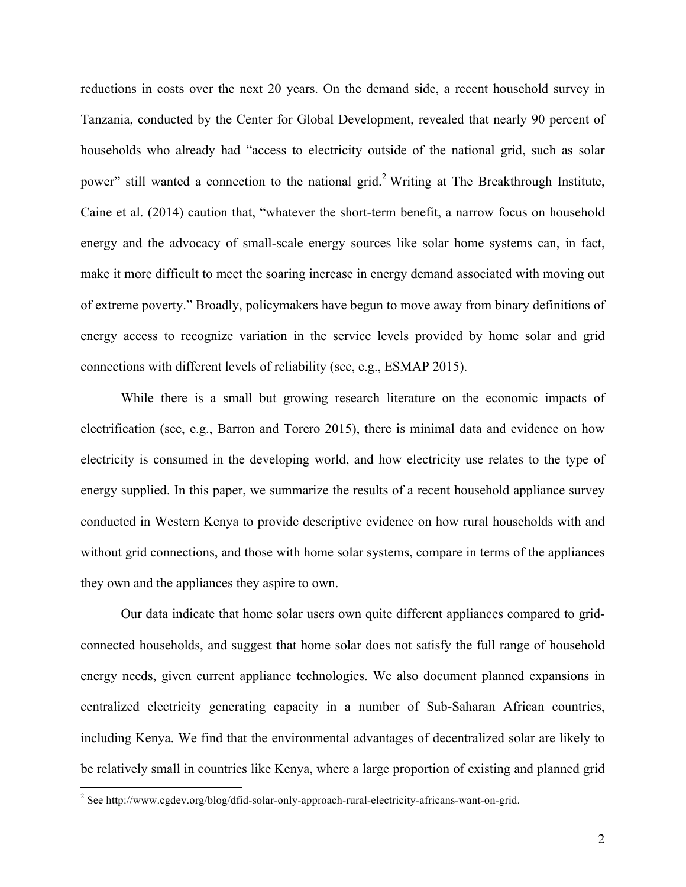reductions in costs over the next 20 years. On the demand side, a recent household survey in Tanzania, conducted by the Center for Global Development, revealed that nearly 90 percent of households who already had "access to electricity outside of the national grid, such as solar power" still wanted a connection to the national grid.[2] Writing at The Breakthrough Institute, Caine et al. (2014) caution that, "whatever the short-term benefit, a narrow focus on household energy and the advocacy of small-scale energy sources like solar home systems can, in fact, make it more difficult to meet the soaring increase in energy demand associated with moving out of extreme poverty." Broadly, policymakers have begun to move away from binary definitions of energy access to recognize variation in the service levels provided by home solar and grid connections with different levels of reliability (see, e.g., ESMAP 2015).

While there is a small but growing research literature on the economic impacts of electrification (see, e.g., Barron and Torero 2015), there is minimal data and evidence on how electricity is consumed in the developing world, and how electricity use relates to the type of energy supplied. In this paper, we summarize the results of a recent household appliance survey conducted in Western Kenya to provide descriptive evidence on how rural households with and without grid connections, and those with home solar systems, compare in terms of the appliances they own and the appliances they aspire to own.

Our data indicate that home solar users own quite different appliances compared to grid-connected households, and suggest that home solar does not satisfy the full range of household energy needs, given current appliance technologies. We also document planned expansions in centralized electricity generating capacity in a number of Sub-Saharan African countries, including Kenya. We find that the environmental advantages of decentralized solar are likely to be relatively small in countries like Kenya, where a large proportion of existing and planned grid

[2] See http://www.cgdev.org/blog/dfid-solar-only-approach-rural-electricity-africans-want-on-grid.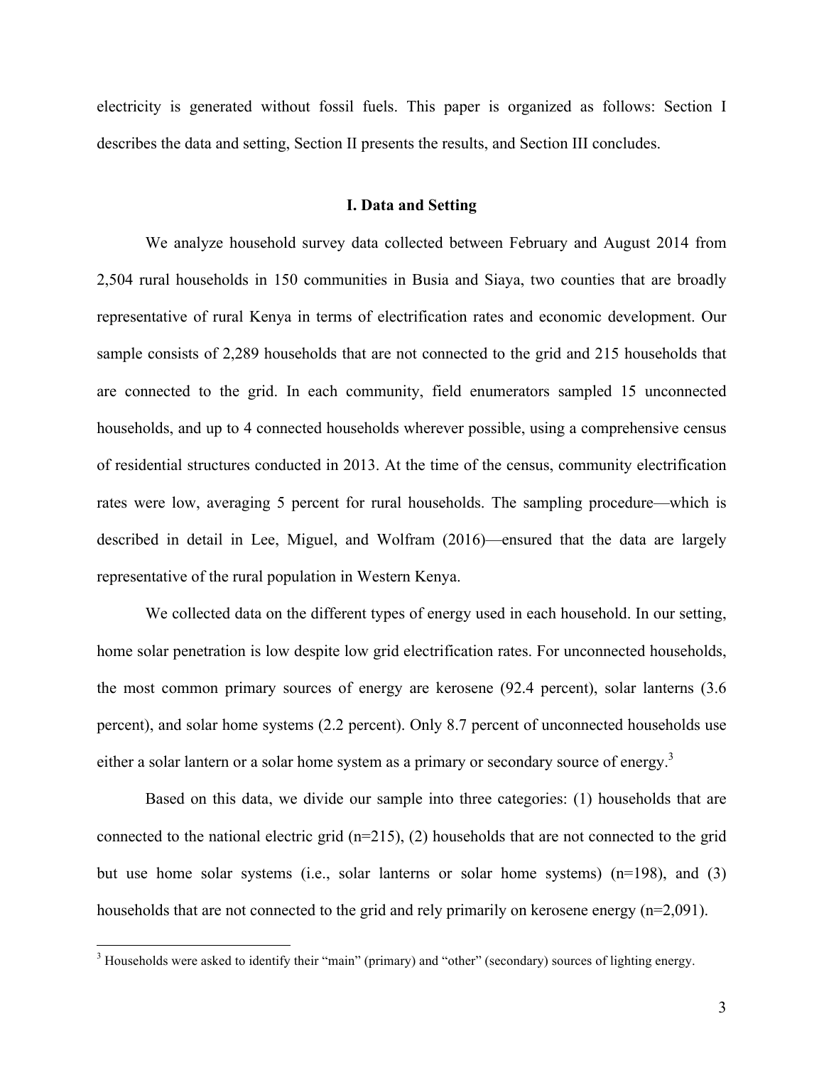electricity is generated without fossil fuels. This paper is organized as follows: Section I describes the data and setting, Section II presents the results, and Section III concludes.

## I. Data and Setting

We analyze household survey data collected between February and August 2014 from 2,504 rural households in 150 communities in Busia and Siaya, two counties that are broadly representative of rural Kenya in terms of electrification rates and economic development. Our sample consists of 2,289 households that are not connected to the grid and 215 households that are connected to the grid. In each community, field enumerators sampled 15 unconnected households, and up to 4 connected households wherever possible, using a comprehensive census of residential structures conducted in 2013. At the time of the census, community electrification rates were low, averaging 5 percent for rural households. The sampling procedure—which is described in detail in Lee, Miguel, and Wolfram (2016)—ensured that the data are largely representative of the rural population in Western Kenya.

We collected data on the different types of energy used in each household. In our setting, home solar penetration is low despite low grid electrification rates. For unconnected households, the most common primary sources of energy are kerosene (92.4 percent), solar lanterns (3.6 percent), and solar home systems (2.2 percent). Only 8.7 percent of unconnected households use either a solar lantern or a solar home system as a primary or secondary source of energy.[3]

Based on this data, we divide our sample into three categories: (1) households that are connected to the national electric grid (n=215), (2) households that are not connected to the grid but use home solar systems (i.e., solar lanterns or solar home systems) (n=198), and (3) households that are not connected to the grid and rely primarily on kerosene energy (n=2,091).

[3] Households were asked to identify their "main" (primary) and "other" (secondary) sources of lighting energy.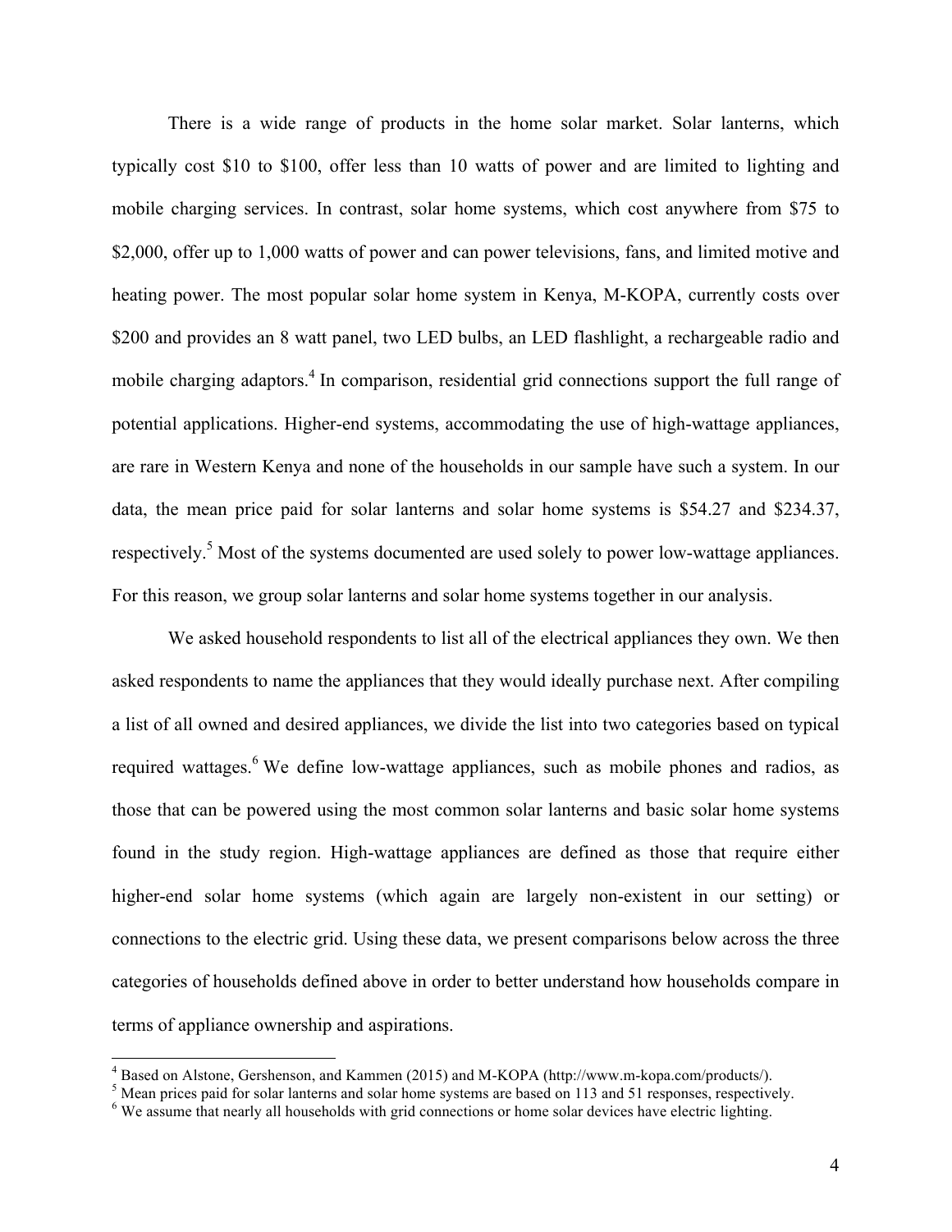There is a wide range of products in the home solar market. Solar lanterns, which typically cost $10 to $100, offer less than 10 watts of power and are limited to lighting and mobile charging services. In contrast, solar home systems, which cost anywhere from $75 to $2,000, offer up to 1,000 watts of power and can power televisions, fans, and limited motive and heating power. The most popular solar home system in Kenya, M-KOPA, currently costs over $200 and provides an 8 watt panel, two LED bulbs, an LED flashlight, a rechargeable radio and mobile charging adaptors.[4] In comparison, residential grid connections support the full range of potential applications. Higher-end systems, accommodating the use of high-wattage appliances, are rare in Western Kenya and none of the households in our sample have such a system. In our data, the mean price paid for solar lanterns and solar home systems is $54.27 and $234.37, respectively.[5] Most of the systems documented are used solely to power low-wattage appliances. For this reason, we group solar lanterns and solar home systems together in our analysis.

We asked household respondents to list all of the electrical appliances they own. We then asked respondents to name the appliances that they would ideally purchase next. After compiling a list of all owned and desired appliances, we divide the list into two categories based on typical required wattages.[6] We define low-wattage appliances, such as mobile phones and radios, as those that can be powered using the most common solar lanterns and basic solar home systems found in the study region. High-wattage appliances are defined as those that require either higher-end solar home systems (which again are largely non-existent in our setting) or connections to the electric grid. Using these data, we present comparisons below across the three categories of households defined above in order to better understand how households compare in terms of appliance ownership and aspirations.

[4] Based on Alstone, Gershenson, and Kammen (2015) and M-KOPA (http://www.m-kopa.com/products/).

[5] Mean prices paid for solar lanterns and solar home systems are based on 113 and 51 responses, respectively.

[6] We assume that nearly all households with grid connections or home solar devices have electric lighting.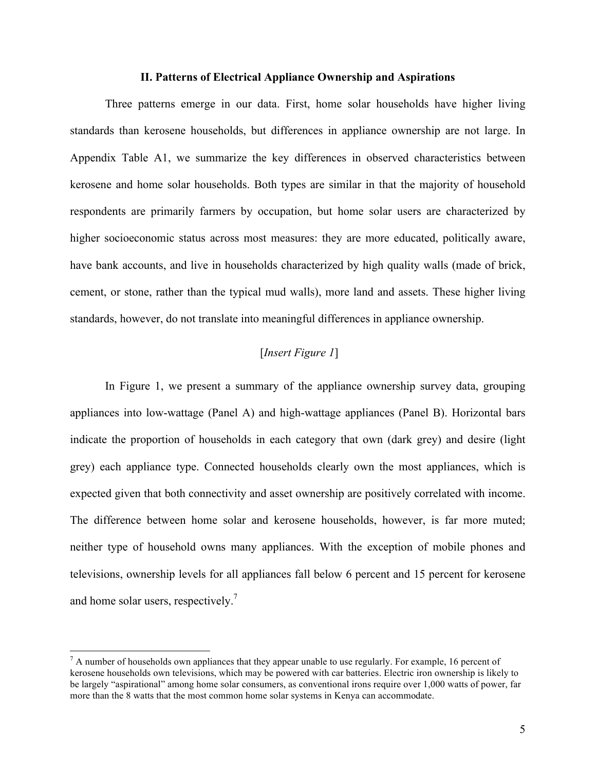## II. Patterns of Electrical Appliance Ownership and Aspirations

Three patterns emerge in our data. First, home solar households have higher living standards than kerosene households, but differences in appliance ownership are not large. In Appendix Table A1, we summarize the key differences in observed characteristics between kerosene and home solar households. Both types are similar in that the majority of household respondents are primarily farmers by occupation, but home solar users are characterized by higher socioeconomic status across most measures: they are more educated, politically aware, have bank accounts, and live in households characterized by high quality walls (made of brick, cement, or stone, rather than the typical mud walls), more land and assets. These higher living standards, however, do not translate into meaningful differences in appliance ownership.

[*Insert Figure 1*]

In Figure 1, we present a summary of the appliance ownership survey data, grouping appliances into low-wattage (Panel A) and high-wattage appliances (Panel B). Horizontal bars indicate the proportion of households in each category that own (dark grey) and desire (light grey) each appliance type. Connected households clearly own the most appliances, which is expected given that both connectivity and asset ownership are positively correlated with income. The difference between home solar and kerosene households, however, is far more muted; neither type of household owns many appliances. With the exception of mobile phones and televisions, ownership levels for all appliances fall below 6 percent and 15 percent for kerosene and home solar users, respectively.[7]

[7] A number of households own appliances that they appear unable to use regularly. For example, 16 percent of kerosene households own televisions, which may be powered with car batteries. Electric iron ownership is likely to be largely "aspirational" among home solar consumers, as conventional irons require over 1,000 watts of power, far more than the 8 watts that the most common home solar systems in Kenya can accommodate.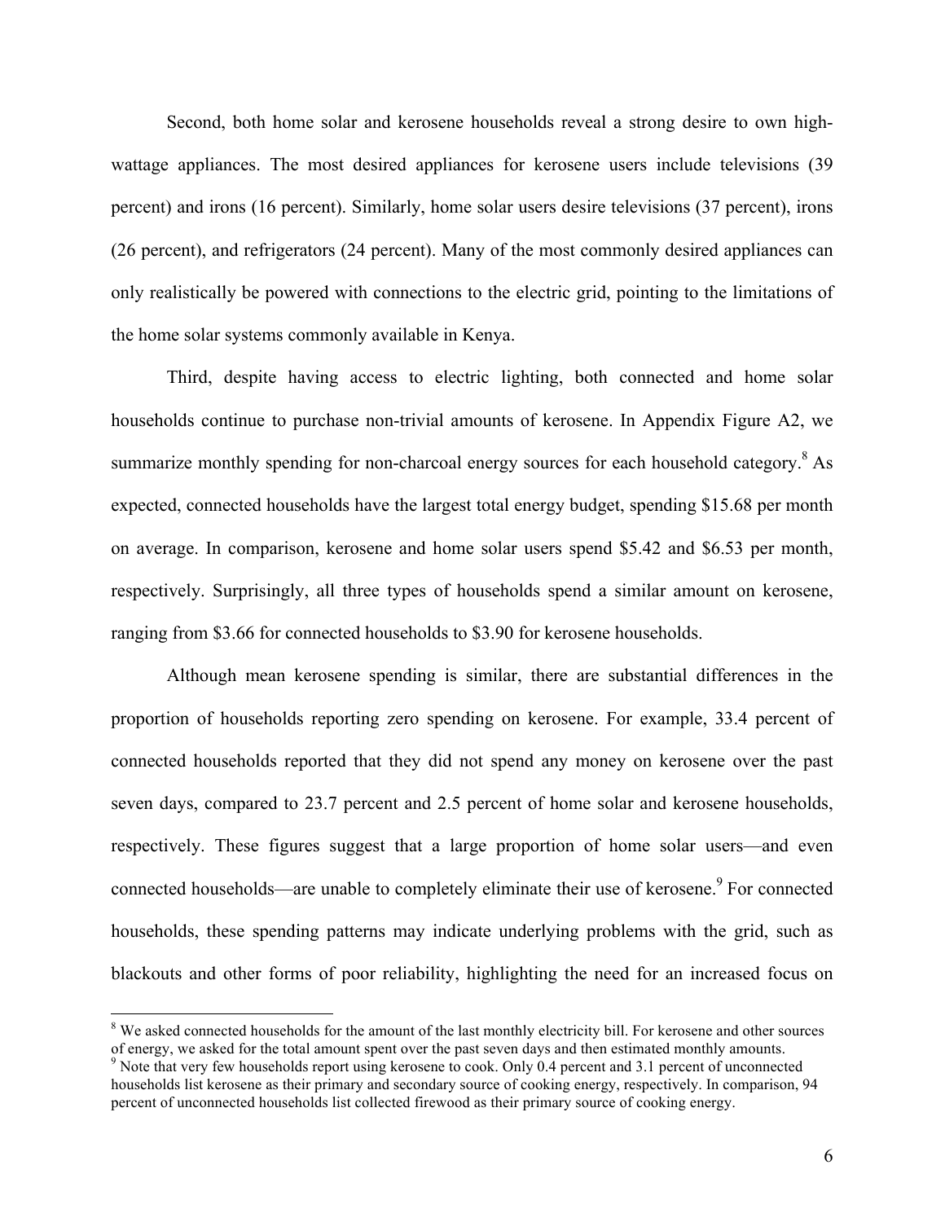Second, both home solar and kerosene households reveal a strong desire to own high-wattage appliances. The most desired appliances for kerosene users include televisions (39 percent) and irons (16 percent). Similarly, home solar users desire televisions (37 percent), irons (26 percent), and refrigerators (24 percent). Many of the most commonly desired appliances can only realistically be powered with connections to the electric grid, pointing to the limitations of the home solar systems commonly available in Kenya.

Third, despite having access to electric lighting, both connected and home solar households continue to purchase non-trivial amounts of kerosene. In Appendix Figure A2, we summarize monthly spending for non-charcoal energy sources for each household category.[8] As expected, connected households have the largest total energy budget, spending $15.68 per month on average. In comparison, kerosene and home solar users spend $5.42 and $6.53 per month, respectively. Surprisingly, all three types of households spend a similar amount on kerosene, ranging from $3.66 for connected households to $3.90 for kerosene households.

Although mean kerosene spending is similar, there are substantial differences in the proportion of households reporting zero spending on kerosene. For example, 33.4 percent of connected households reported that they did not spend any money on kerosene over the past seven days, compared to 23.7 percent and 2.5 percent of home solar and kerosene households, respectively. These figures suggest that a large proportion of home solar users—and even connected households—are unable to completely eliminate their use of kerosene.[9] For connected households, these spending patterns may indicate underlying problems with the grid, such as blackouts and other forms of poor reliability, highlighting the need for an increased focus on

[8] We asked connected households for the amount of the last monthly electricity bill. For kerosene and other sources of energy, we asked for the total amount spent over the past seven days and then estimated monthly amounts.

[9] Note that very few households report using kerosene to cook. Only 0.4 percent and 3.1 percent of unconnected households list kerosene as their primary and secondary source of cooking energy, respectively. In comparison, 94 percent of unconnected households list collected firewood as their primary source of cooking energy.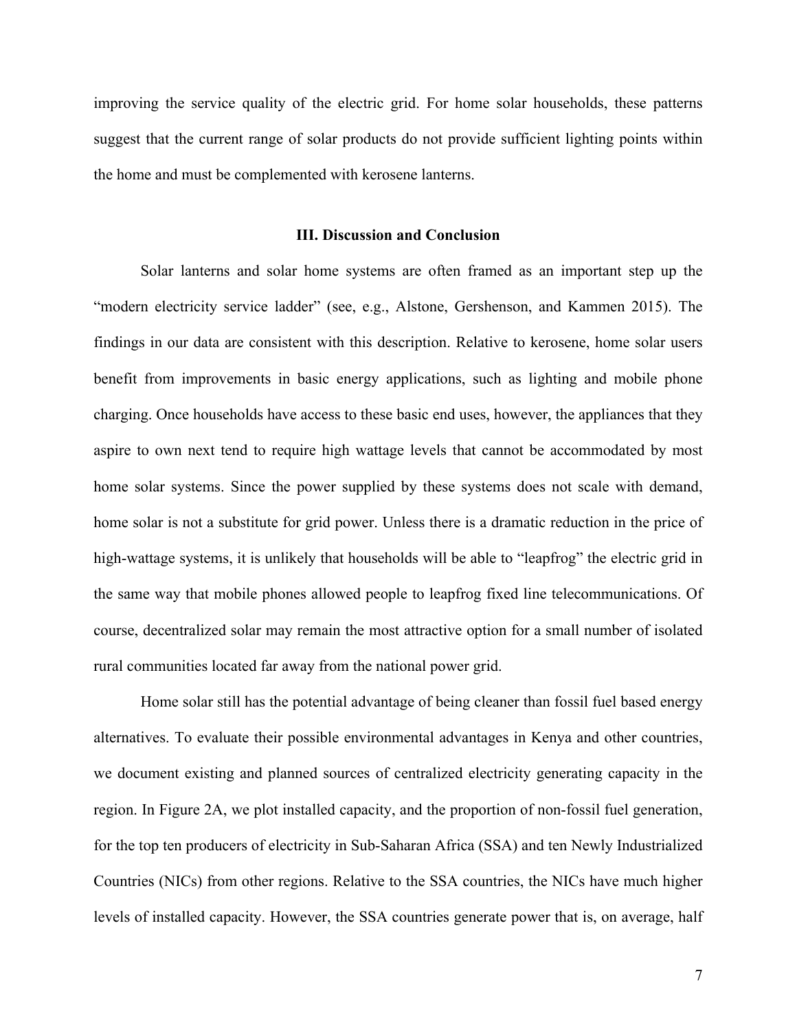improving the service quality of the electric grid. For home solar households, these patterns suggest that the current range of solar products do not provide sufficient lighting points within the home and must be complemented with kerosene lanterns.

## III. Discussion and Conclusion

Solar lanterns and solar home systems are often framed as an important step up the "modern electricity service ladder" (see, e.g., Alstone, Gershenson, and Kammen 2015). The findings in our data are consistent with this description. Relative to kerosene, home solar users benefit from improvements in basic energy applications, such as lighting and mobile phone charging. Once households have access to these basic end uses, however, the appliances that they aspire to own next tend to require high wattage levels that cannot be accommodated by most home solar systems. Since the power supplied by these systems does not scale with demand, home solar is not a substitute for grid power. Unless there is a dramatic reduction in the price of high-wattage systems, it is unlikely that households will be able to "leapfrog" the electric grid in the same way that mobile phones allowed people to leapfrog fixed line telecommunications. Of course, decentralized solar may remain the most attractive option for a small number of isolated rural communities located far away from the national power grid.

Home solar still has the potential advantage of being cleaner than fossil fuel based energy alternatives. To evaluate their possible environmental advantages in Kenya and other countries, we document existing and planned sources of centralized electricity generating capacity in the region. In Figure 2A, we plot installed capacity, and the proportion of non-fossil fuel generation, for the top ten producers of electricity in Sub-Saharan Africa (SSA) and ten Newly Industrialized Countries (NICs) from other regions. Relative to the SSA countries, the NICs have much higher levels of installed capacity. However, the SSA countries generate power that is, on average, half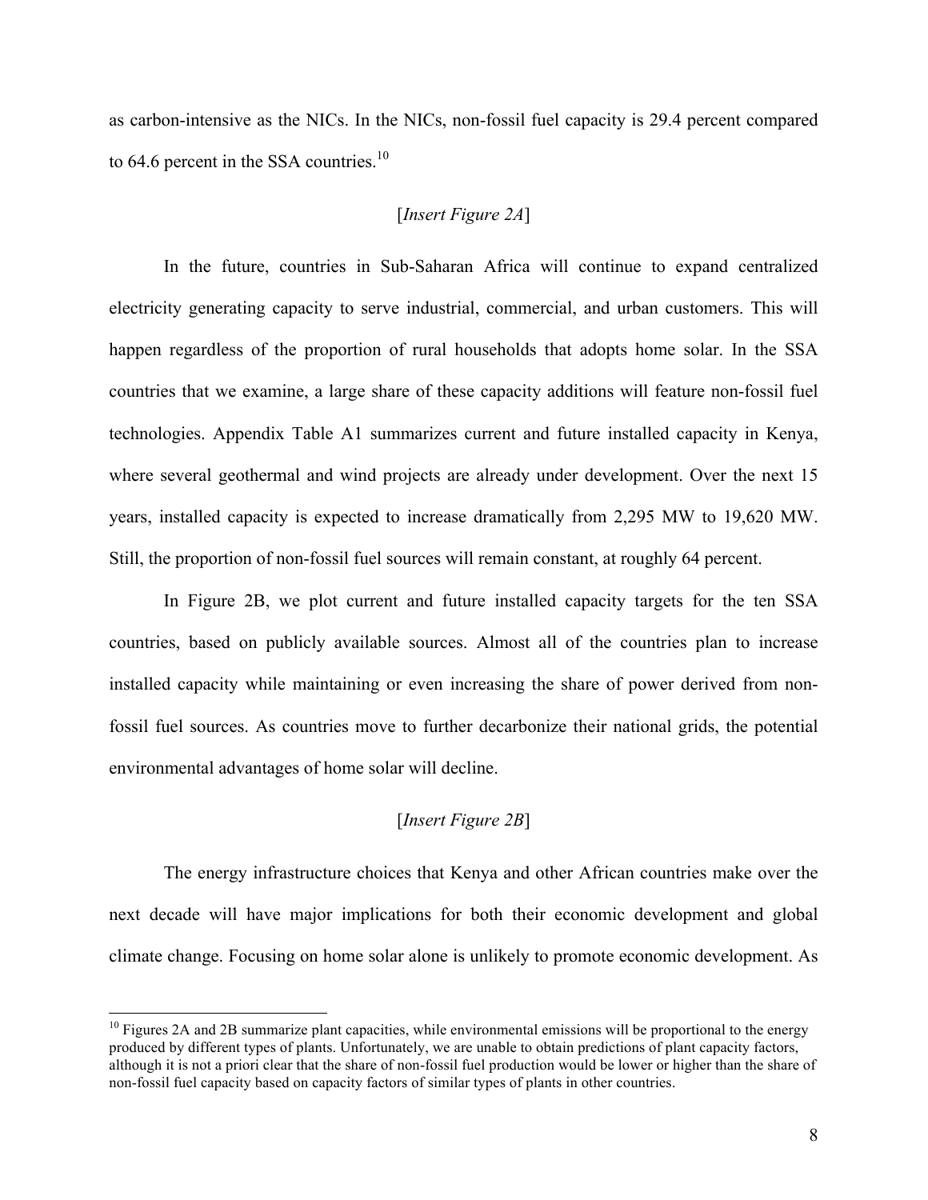as carbon-intensive as the NICs. In the NICs, non-fossil fuel capacity is 29.4 percent compared to 64.6 percent in the SSA countries.[10]

[*Insert Figure 2A*]

In the future, countries in Sub-Saharan Africa will continue to expand centralized electricity generating capacity to serve industrial, commercial, and urban customers. This will happen regardless of the proportion of rural households that adopts home solar. In the SSA countries that we examine, a large share of these capacity additions will feature non-fossil fuel technologies. Appendix Table A1 summarizes current and future installed capacity in Kenya, where several geothermal and wind projects are already under development. Over the next 15 years, installed capacity is expected to increase dramatically from 2,295 MW to 19,620 MW. Still, the proportion of non-fossil fuel sources will remain constant, at roughly 64 percent.

In Figure 2B, we plot current and future installed capacity targets for the ten SSA countries, based on publicly available sources. Almost all of the countries plan to increase installed capacity while maintaining or even increasing the share of power derived from non-fossil fuel sources. As countries move to further decarbonize their national grids, the potential environmental advantages of home solar will decline.

[*Insert Figure 2B*]

The energy infrastructure choices that Kenya and other African countries make over the next decade will have major implications for both their economic development and global climate change. Focusing on home solar alone is unlikely to promote economic development. As

[10] Figures 2A and 2B summarize plant capacities, while environmental emissions will be proportional to the energy produced by different types of plants. Unfortunately, we are unable to obtain predictions of plant capacity factors, although it is not a priori clear that the share of non-fossil fuel production would be lower or higher than the share of non-fossil fuel capacity based on capacity factors of similar types of plants in other countries.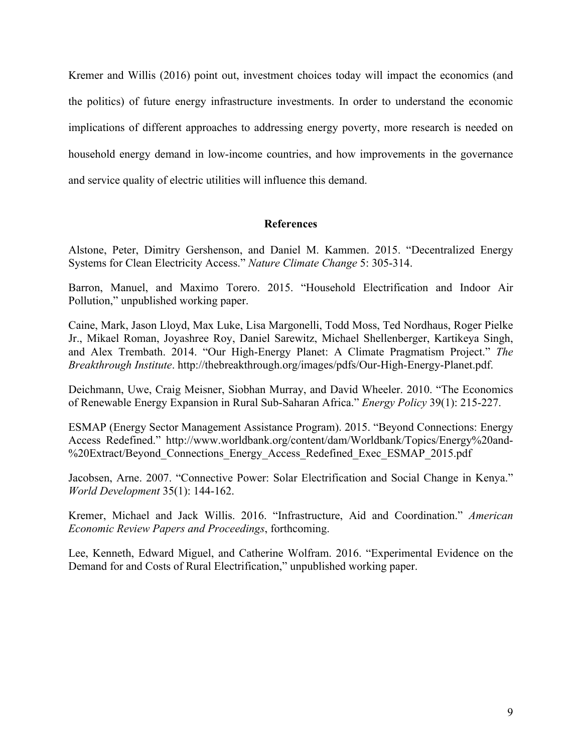Kremer and Willis (2016) point out, investment choices today will impact the economics (and the politics) of future energy infrastructure investments. In order to understand the economic implications of different approaches to addressing energy poverty, more research is needed on household energy demand in low-income countries, and how improvements in the governance and service quality of electric utilities will influence this demand.

## References

Alstone, Peter, Dimitry Gershenson, and Daniel M. Kammen. 2015. "Decentralized Energy Systems for Clean Electricity Access." *Nature Climate Change* 5: 305-314.

Barron, Manuel, and Maximo Torero. 2015. "Household Electrification and Indoor Air Pollution," unpublished working paper.

Caine, Mark, Jason Lloyd, Max Luke, Lisa Margonelli, Todd Moss, Ted Nordhaus, Roger Pielke Jr., Mikael Roman, Joyashree Roy, Daniel Sarewitz, Michael Shellenberger, Kartikeya Singh, and Alex Trembath. 2014. "Our High-Energy Planet: A Climate Pragmatism Project." *The Breakthrough Institute*. http://thebreakthrough.org/images/pdfs/Our-High-Energy-Planet.pdf.

Deichmann, Uwe, Craig Meisner, Siobhan Murray, and David Wheeler. 2010. "The Economics of Renewable Energy Expansion in Rural Sub-Saharan Africa." *Energy Policy* 39(1): 215-227.

ESMAP (Energy Sector Management Assistance Program). 2015. "Beyond Connections: Energy Access Redefined." http://www.worldbank.org/content/dam/Worldbank/Topics/Energy%20and-%20Extract/Beyond_Connections_Energy_Access_Redefined_Exec_ESMAP_2015.pdf

Jacobsen, Arne. 2007. "Connective Power: Solar Electrification and Social Change in Kenya." *World Development* 35(1): 144-162.

Kremer, Michael and Jack Willis. 2016. "Infrastructure, Aid and Coordination." *American Economic Review Papers and Proceedings*, forthcoming.

Lee, Kenneth, Edward Miguel, and Catherine Wolfram. 2016. "Experimental Evidence on the Demand for and Costs of Rural Electrification," unpublished working paper.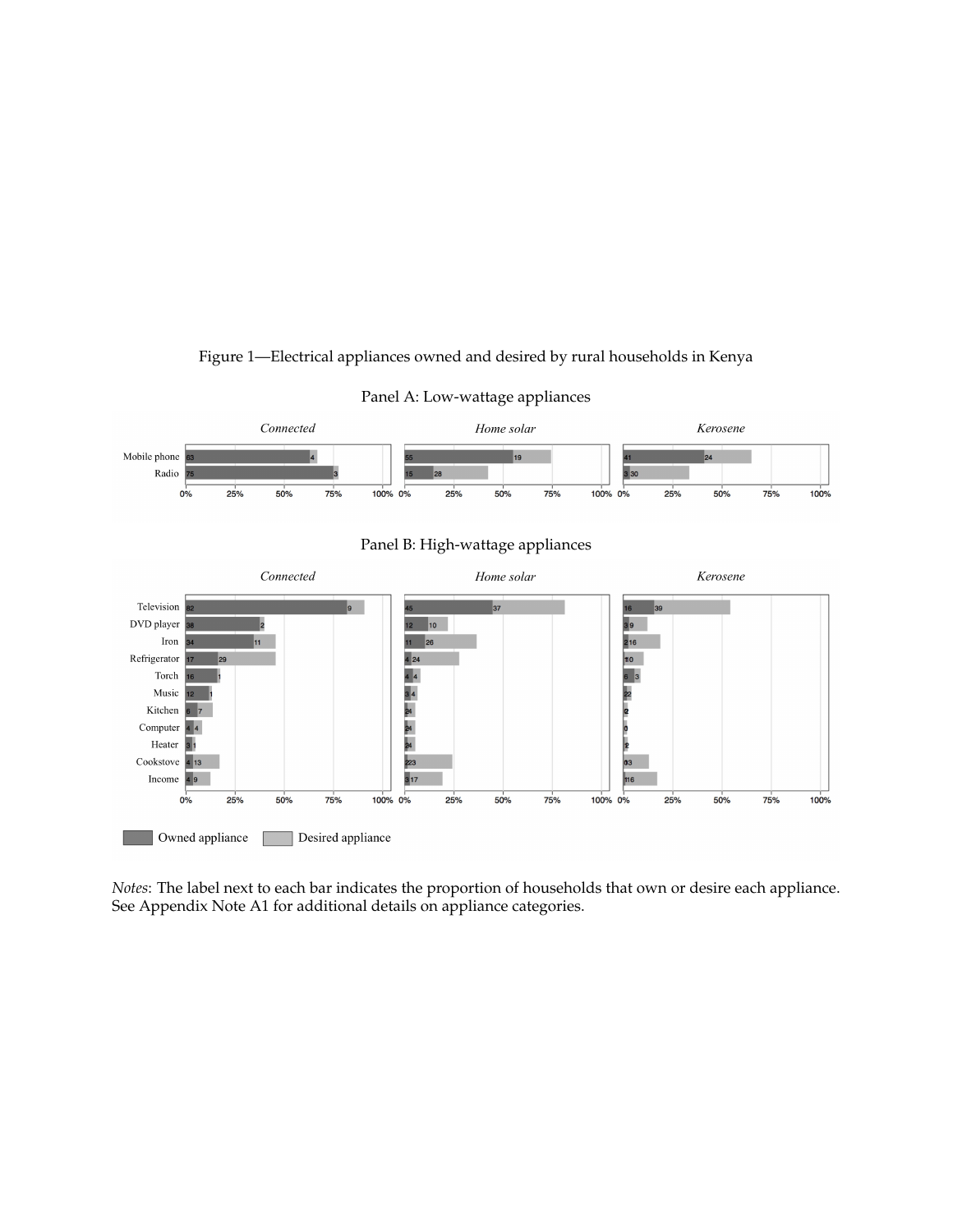Figure 1—Electrical appliances owned and desired by rural households in Kenya

Panel A: Low-wattage appliances

Panel B: High-wattage appliances

*Notes*: The label next to each bar indicates the proportion of households that own or desire each appliance. See Appendix Note A1 for additional details on appliance categories.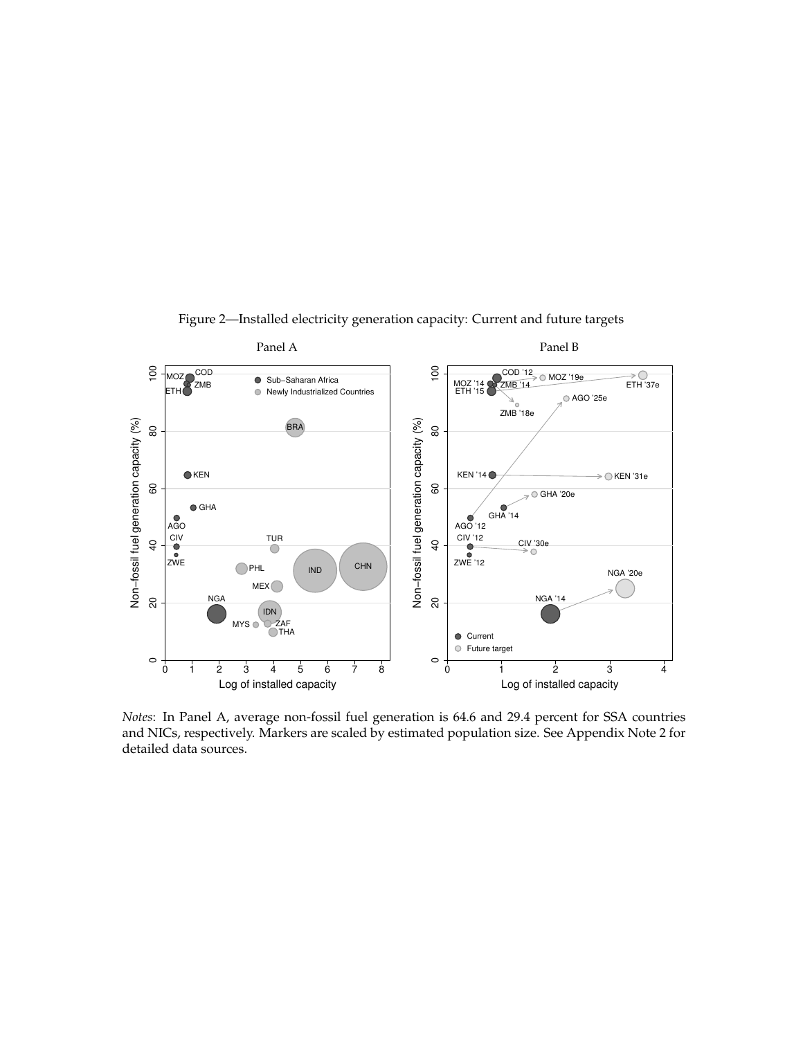Figure 2—Installed electricity generation capacity: Current and future targets

*Notes*: In Panel A, average non-fossil fuel generation is 64.6 and 29.4 percent for SSA countries and NICs, respectively. Markers are scaled by estimated population size. See Appendix Note 2 for detailed data sources.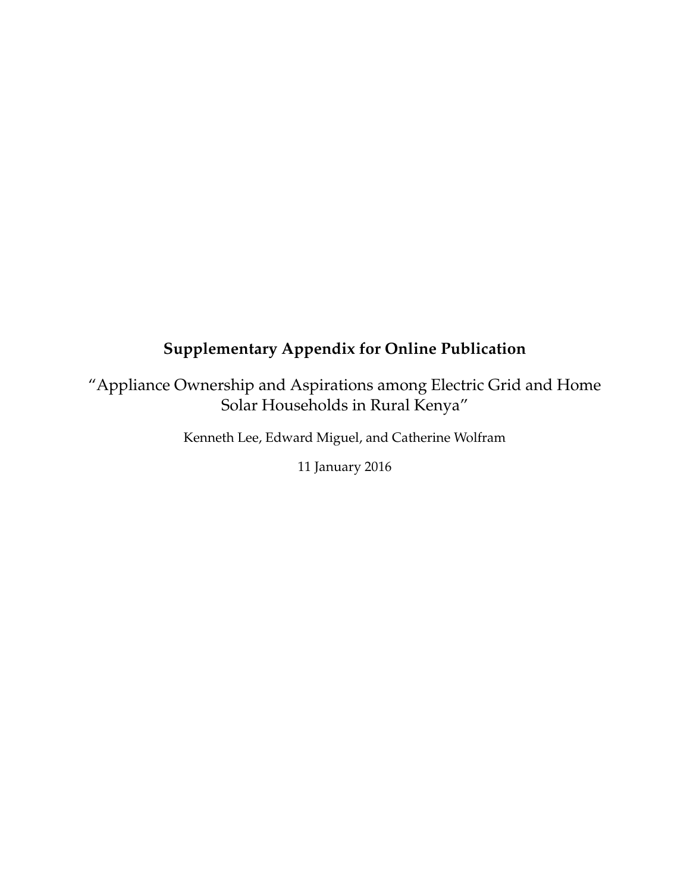**Supplementary Appendix for Online Publication**

"Appliance Ownership and Aspirations among Electric Grid and Home Solar Households in Rural Kenya"

Kenneth Lee, Edward Miguel, and Catherine Wolfram

11 January 2016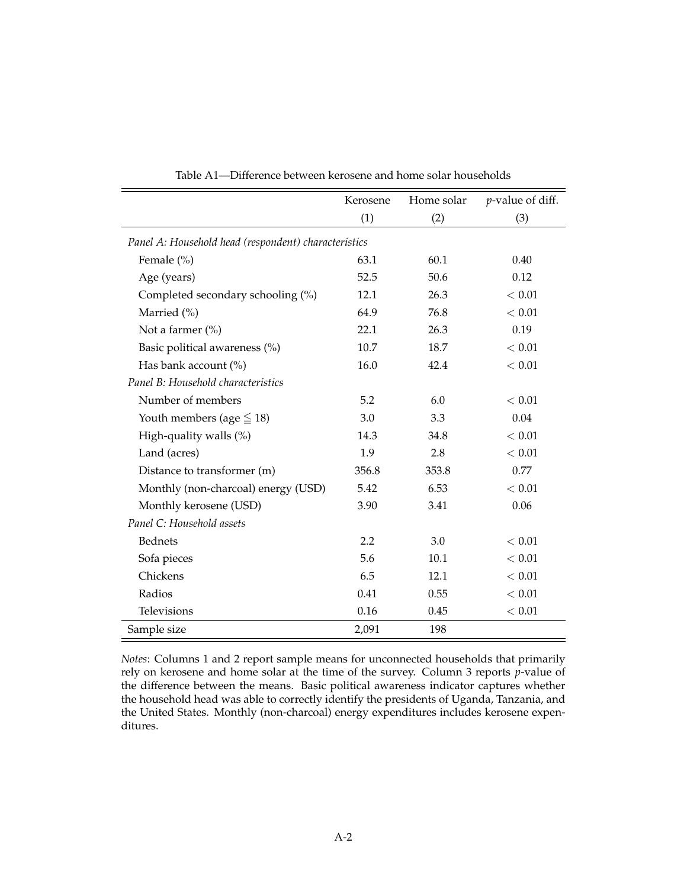Table A1—Difference between kerosene and home solar households

| | Kerosene | Home solar | *p*-value of diff. |
|---|---|---|---|
| | (1) | (2) | (3) |
| *Panel A: Household head (respondent) characteristics* | | | |
| Female (%) | 63.1 | 60.1 | 0.40 |
| Age (years) | 52.5 | 50.6 | 0.12 |
| Completed secondary schooling (%) | 12.1 | 26.3 | $< 0.01$ |
| Married (%) | 64.9 | 76.8 | $< 0.01$ |
| Not a farmer (%) | 22.1 | 26.3 | 0.19 |
| Basic political awareness (%) | 10.7 | 18.7 | $< 0.01$ |
| Has bank account (%) | 16.0 | 42.4 | $< 0.01$ |
| *Panel B: Household characteristics* | | | |
| Number of members | 5.2 | 6.0 | $< 0.01$ |
| Youth members (age $\leqq 18$) | 3.0 | 3.3 | 0.04 |
| High-quality walls (%) | 14.3 | 34.8 | $< 0.01$ |
| Land (acres) | 1.9 | 2.8 | $< 0.01$ |
| Distance to transformer (m) | 356.8 | 353.8 | 0.77 |
| Monthly (non-charcoal) energy (USD) | 5.42 | 6.53 | $< 0.01$ |
| Monthly kerosene (USD) | 3.90 | 3.41 | 0.06 |
| *Panel C: Household assets* | | | |
| Bednets | 2.2 | 3.0 | $< 0.01$ |
| Sofa pieces | 5.6 | 10.1 | $< 0.01$ |
| Chickens | 6.5 | 12.1 | $< 0.01$ |
| Radios | 0.41 | 0.55 | $< 0.01$ |
| Televisions | 0.16 | 0.45 | $< 0.01$ |
| Sample size | 2,091 | 198 | |

*Notes*: Columns 1 and 2 report sample means for unconnected households that primarily rely on kerosene and home solar at the time of the survey. Column 3 reports *p*-value of the difference between the means. Basic political awareness indicator captures whether the household head was able to correctly identify the presidents of Uganda, Tanzania, and the United States. Monthly (non-charcoal) energy expenditures includes kerosene expenditures.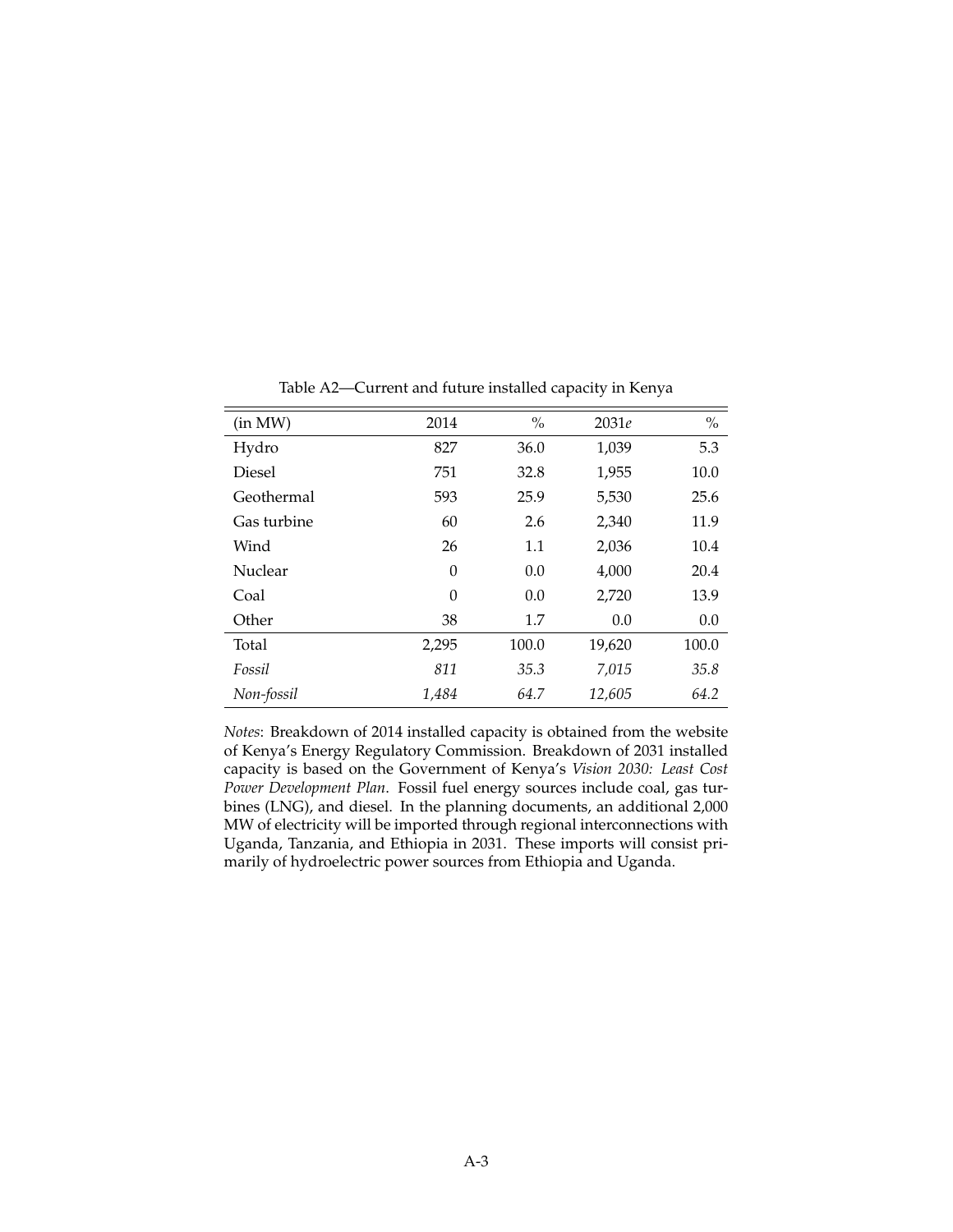Table A2—Current and future installed capacity in Kenya

| (in MW) | 2014 | % | 2031*e* | % |
|---|---|---|---|---|
| Hydro | 827 | 36.0 | 1,039 | 5.3 |
| Diesel | 751 | 32.8 | 1,955 | 10.0 |
| Geothermal | 593 | 25.9 | 5,530 | 25.6 |
| Gas turbine | 60 | 2.6 | 2,340 | 11.9 |
| Wind | 26 | 1.1 | 2,036 | 10.4 |
| Nuclear | 0 | 0.0 | 4,000 | 20.4 |
| Coal | 0 | 0.0 | 2,720 | 13.9 |
| Other | 38 | 1.7 | 0.0 | 0.0 |
| Total | 2,295 | 100.0 | 19,620 | 100.0 |
| *Fossil* | *811* | *35.3* | *7,015* | *35.8* |
| *Non-fossil* | *1,484* | *64.7* | *12,605* | *64.2* |

*Notes*: Breakdown of 2014 installed capacity is obtained from the website of Kenya's Energy Regulatory Commission. Breakdown of 2031 installed capacity is based on the Government of Kenya's *Vision 2030: Least Cost Power Development Plan*. Fossil fuel energy sources include coal, gas turbines (LNG), and diesel. In the planning documents, an additional 2,000 MW of electricity will be imported through regional interconnections with Uganda, Tanzania, and Ethiopia in 2031. These imports will consist primarily of hydroelectric power sources from Ethiopia and Uganda.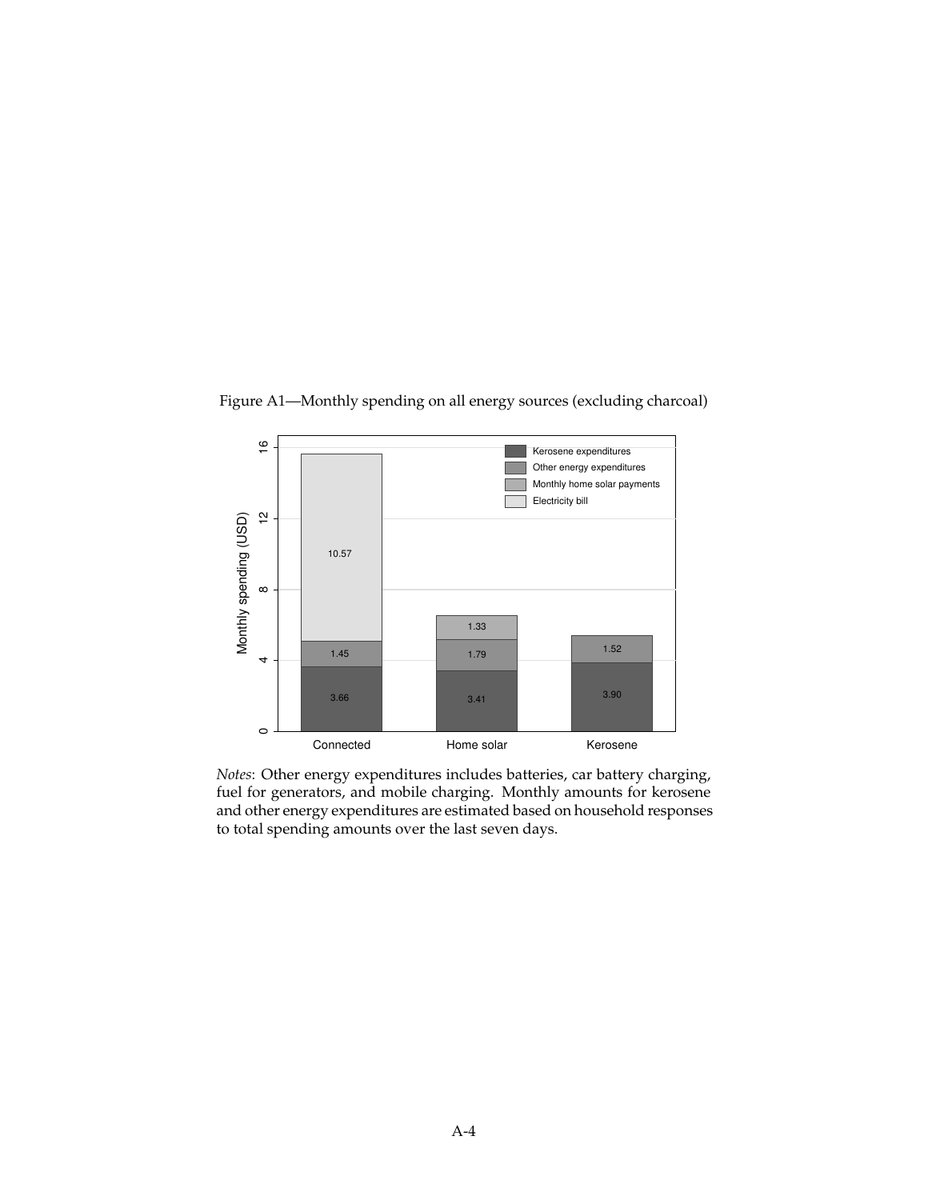Figure A1—Monthly spending on all energy sources (excluding charcoal)

| | Connected | Home solar | Kerosene |
|---|---|---|---|
| Kerosene expenditures | 3.66 | 3.41 | 3.90 |
| Other energy expenditures | 1.45 | 1.79 | 1.52 |
| Monthly home solar payments | | 1.33 | |
| Electricity bill | 10.57 | | |

*Notes*: Other energy expenditures includes batteries, car battery charging, fuel for generators, and mobile charging. Monthly amounts for kerosene and other energy expenditures are estimated based on household responses to total spending amounts over the last seven days.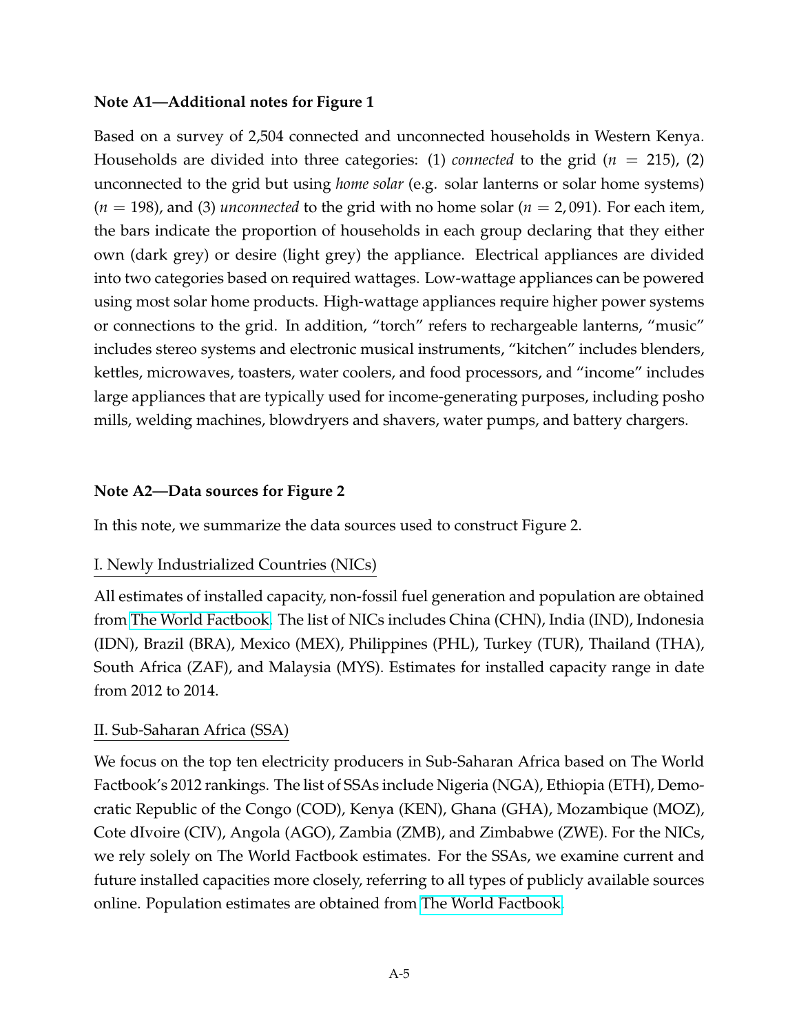**Note A1—Additional notes for Figure 1**

Based on a survey of 2,504 connected and unconnected households in Western Kenya. Households are divided into three categories: (1) *connected* to the grid ($n = 215$), (2) unconnected to the grid but using *home solar* (e.g. solar lanterns or solar home systems) ($n = 198$), and (3) *unconnected* to the grid with no home solar ($n = 2,091$). For each item, the bars indicate the proportion of households in each group declaring that they either own (dark grey) or desire (light grey) the appliance. Electrical appliances are divided into two categories based on required wattages. Low-wattage appliances can be powered using most solar home products. High-wattage appliances require higher power systems or connections to the grid. In addition, "torch" refers to rechargeable lanterns, "music" includes stereo systems and electronic musical instruments, "kitchen" includes blenders, kettles, microwaves, toasters, water coolers, and food processors, and "income" includes large appliances that are typically used for income-generating purposes, including posho mills, welding machines, blowdryers and shavers, water pumps, and battery chargers.

**Note A2—Data sources for Figure 2**

In this note, we summarize the data sources used to construct Figure 2.

I. Newly Industrialized Countries (NICs)

All estimates of installed capacity, non-fossil fuel generation and population are obtained from The World Factbook. The list of NICs includes China (CHN), India (IND), Indonesia (IDN), Brazil (BRA), Mexico (MEX), Philippines (PHL), Turkey (TUR), Thailand (THA), South Africa (ZAF), and Malaysia (MYS). Estimates for installed capacity range in date from 2012 to 2014.

II. Sub-Saharan Africa (SSA)

We focus on the top ten electricity producers in Sub-Saharan Africa based on The World Factbook's 2012 rankings. The list of SSAs include Nigeria (NGA), Ethiopia (ETH), Democratic Republic of the Congo (COD), Kenya (KEN), Ghana (GHA), Mozambique (MOZ), Cote dIvoire (CIV), Angola (AGO), Zambia (ZMB), and Zimbabwe (ZWE). For the NICs, we rely solely on The World Factbook estimates. For the SSAs, we examine current and future installed capacities more closely, referring to all types of publicly available sources online. Population estimates are obtained from The World Factbook.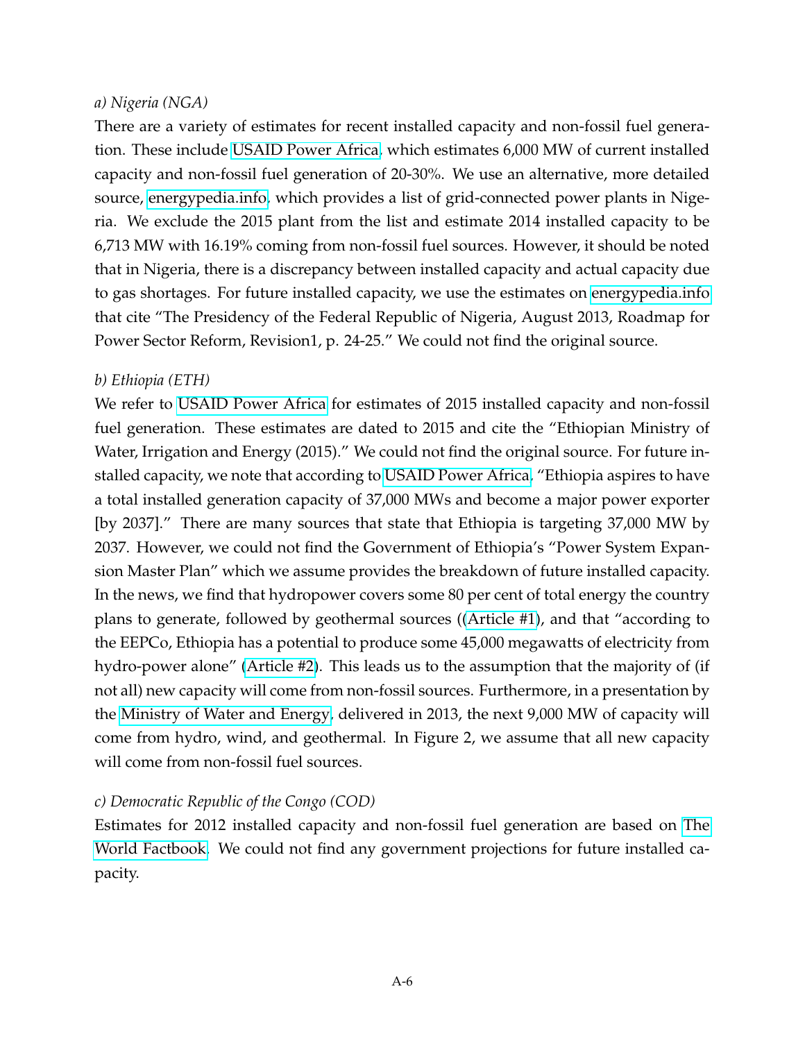*a) Nigeria (NGA)*

There are a variety of estimates for recent installed capacity and non-fossil fuel generation. These include USAID Power Africa, which estimates 6,000 MW of current installed capacity and non-fossil fuel generation of 20-30%. We use an alternative, more detailed source, energypedia.info, which provides a list of grid-connected power plants in Nigeria. We exclude the 2015 plant from the list and estimate 2014 installed capacity to be 6,713 MW with 16.19% coming from non-fossil fuel sources. However, it should be noted that in Nigeria, there is a discrepancy between installed capacity and actual capacity due to gas shortages. For future installed capacity, we use the estimates on energypedia.info that cite "The Presidency of the Federal Republic of Nigeria, August 2013, Roadmap for Power Sector Reform, Revision1, p. 24-25." We could not find the original source.

*b) Ethiopia (ETH)*

We refer to USAID Power Africa for estimates of 2015 installed capacity and non-fossil fuel generation. These estimates are dated to 2015 and cite the "Ethiopian Ministry of Water, Irrigation and Energy (2015)." We could not find the original source. For future installed capacity, we note that according to USAID Power Africa, "Ethiopia aspires to have a total installed generation capacity of 37,000 MWs and become a major power exporter [by 2037]." There are many sources that state that Ethiopia is targeting 37,000 MW by 2037. However, we could not find the Government of Ethiopia's "Power System Expansion Master Plan" which we assume provides the breakdown of future installed capacity. In the news, we find that hydropower covers some 80 per cent of total energy the country plans to generate, followed by geothermal sources ((Article #1), and that "according to the EEPCo, Ethiopia has a potential to produce some 45,000 megawatts of electricity from hydro-power alone" (Article #2). This leads us to the assumption that the majority of (if not all) new capacity will come from non-fossil sources. Furthermore, in a presentation by the Ministry of Water and Energy, delivered in 2013, the next 9,000 MW of capacity will come from hydro, wind, and geothermal. In Figure 2, we assume that all new capacity will come from non-fossil fuel sources.

*c) Democratic Republic of the Congo (COD)*

Estimates for 2012 installed capacity and non-fossil fuel generation are based on The World Factbook. We could not find any government projections for future installed capacity.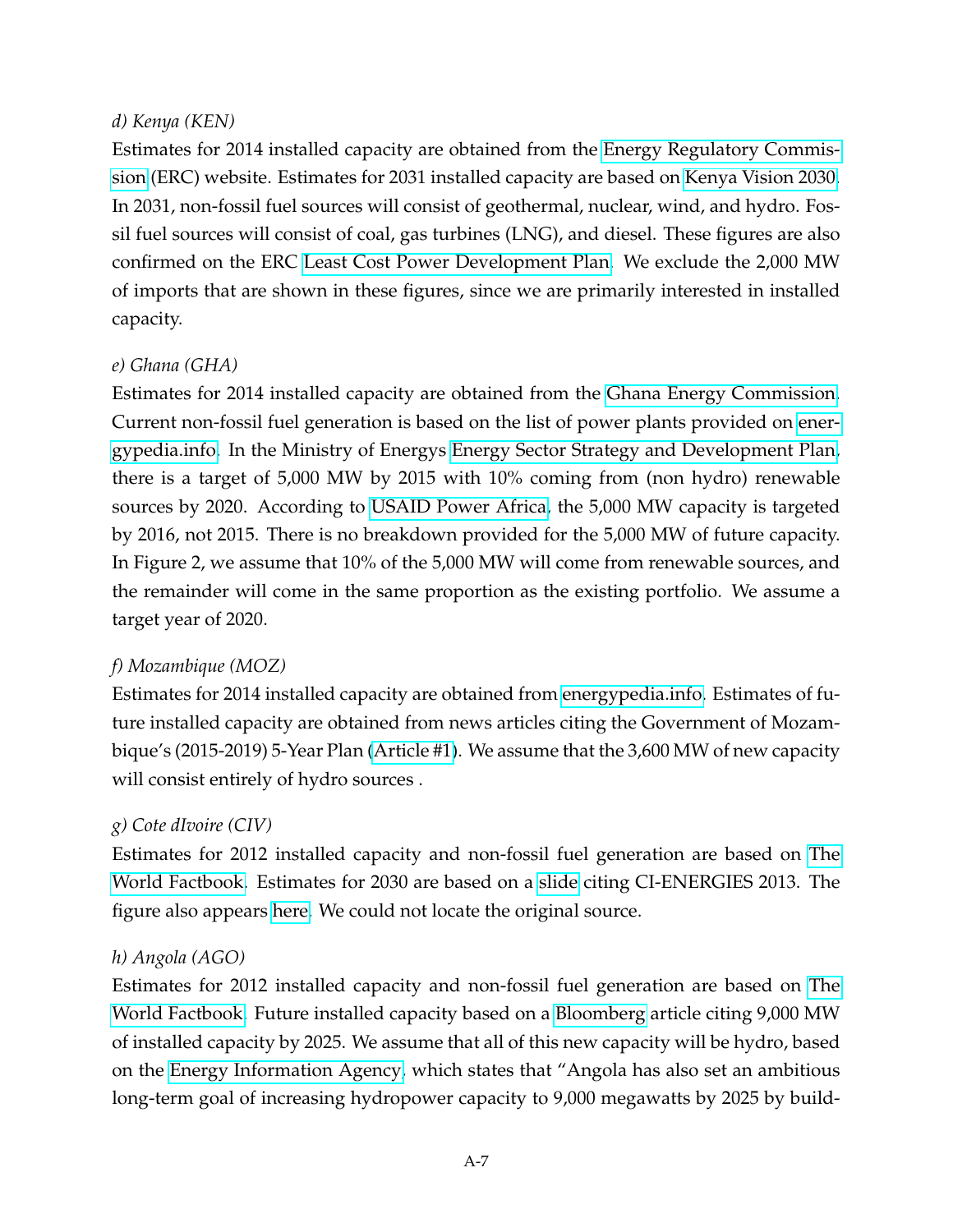*d) Kenya (KEN)*

Estimates for 2014 installed capacity are obtained from the Energy Regulatory Commission (ERC) website. Estimates for 2031 installed capacity are based on Kenya Vision 2030. In 2031, non-fossil fuel sources will consist of geothermal, nuclear, wind, and hydro. Fossil fuel sources will consist of coal, gas turbines (LNG), and diesel. These figures are also confirmed on the ERC Least Cost Power Development Plan. We exclude the 2,000 MW of imports that are shown in these figures, since we are primarily interested in installed capacity.

*e) Ghana (GHA)*

Estimates for 2014 installed capacity are obtained from the Ghana Energy Commission. Current non-fossil fuel generation is based on the list of power plants provided on energypedia.info. In the Ministry of Energys Energy Sector Strategy and Development Plan, there is a target of 5,000 MW by 2015 with 10% coming from (non hydro) renewable sources by 2020. According to USAID Power Africa, the 5,000 MW capacity is targeted by 2016, not 2015. There is no breakdown provided for the 5,000 MW of future capacity. In Figure 2, we assume that 10% of the 5,000 MW will come from renewable sources, and the remainder will come in the same proportion as the existing portfolio. We assume a target year of 2020.

*f) Mozambique (MOZ)*

Estimates for 2014 installed capacity are obtained from energypedia.info. Estimates of future installed capacity are obtained from news articles citing the Government of Mozambique's (2015-2019) 5-Year Plan (Article #1). We assume that the 3,600 MW of new capacity will consist entirely of hydro sources .

*g) Cote dIvoire (CIV)*

Estimates for 2012 installed capacity and non-fossil fuel generation are based on The World Factbook. Estimates for 2030 are based on a slide citing CI-ENERGIES 2013. The figure also appears here. We could not locate the original source.

*h) Angola (AGO)*

Estimates for 2012 installed capacity and non-fossil fuel generation are based on The World Factbook. Future installed capacity based on a Bloomberg article citing 9,000 MW of installed capacity by 2025. We assume that all of this new capacity will be hydro, based on the Energy Information Agency, which states that "Angola has also set an ambitious long-term goal of increasing hydropower capacity to 9,000 megawatts by 2025 by build-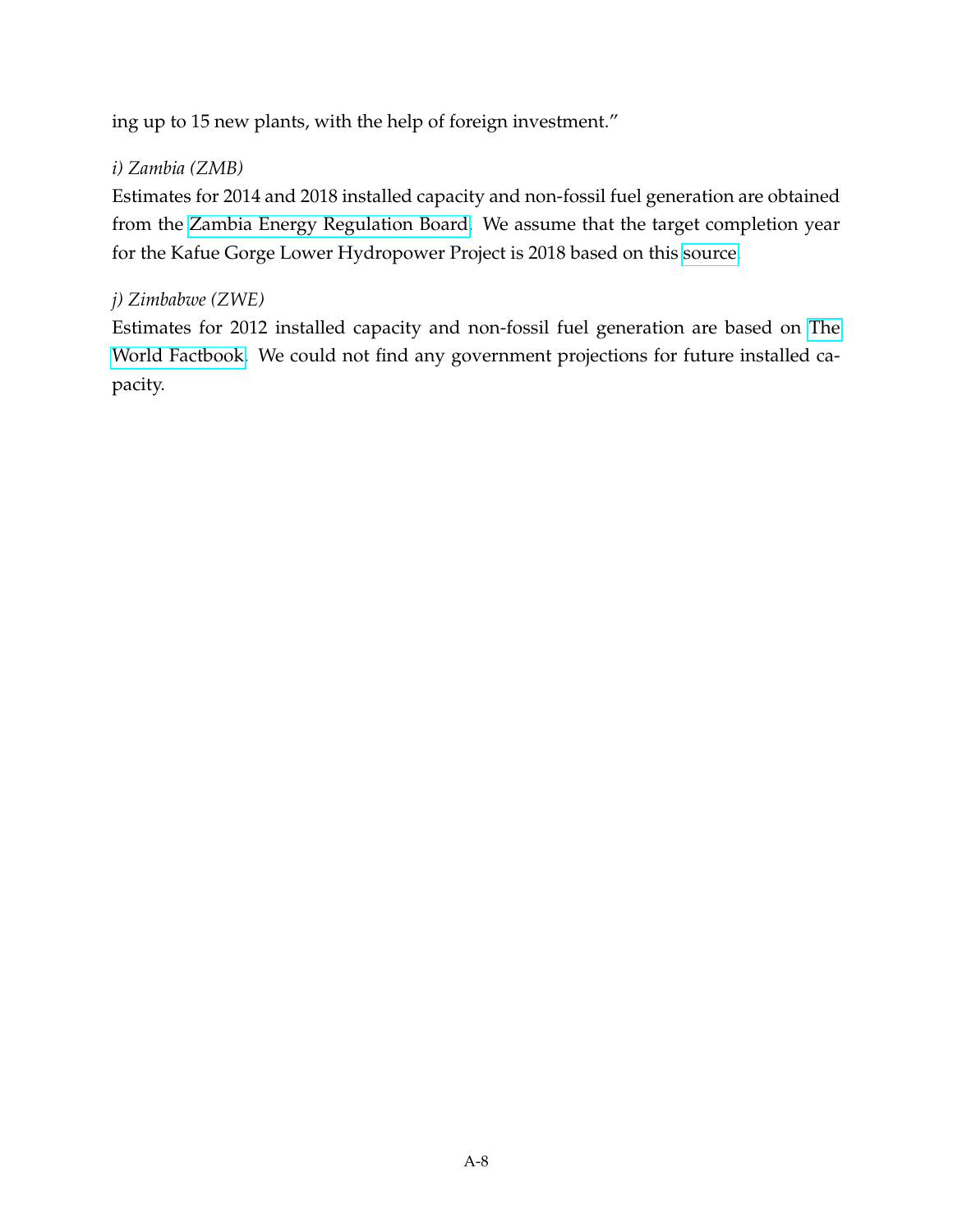ing up to 15 new plants, with the help of foreign investment."

*i) Zambia (ZMB)*

Estimates for 2014 and 2018 installed capacity and non-fossil fuel generation are obtained from the Zambia Energy Regulation Board. We assume that the target completion year for the Kafue Gorge Lower Hydropower Project is 2018 based on this source.

*j) Zimbabwe (ZWE)*

Estimates for 2012 installed capacity and non-fossil fuel generation are based on The World Factbook. We could not find any government projections for future installed capacity.